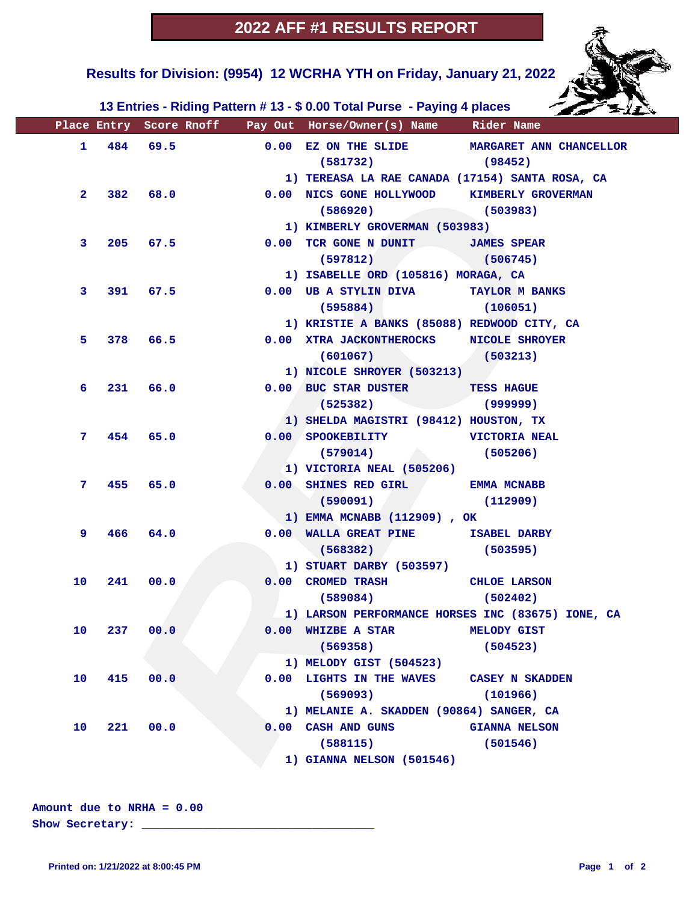# 2022 AFF #1 RESULTS REPORT

## Results for Division: (9954) 12 WCRHA YTH on Friday, January 21, 2022

### 13 Entries - Riding Pattern # 13 - $ 0.00 Total Purse - Paying 4 places

| Place | Entry | Score | Rnoff | Pay Out | Horse/Owner(s) Name | Rider Name |
|---|---|---|---|---|---|---|
| 1 | 484 | 69.5 | | 0.00 | EZ ON THE SLIDE (581732)<br>1) TEREASA LA RAE CANADA (17154) SANTA ROSA, CA | MARGARET ANN CHANCELLOR (98452) |
| 2 | 382 | 68.0 | | 0.00 | NICS GONE HOLLYWOOD (586920)<br>1) KIMBERLY GROVERMAN (503983) | KIMBERLY GROVERMAN (503983) |
| 3 | 205 | 67.5 | | 0.00 | TCR GONE N DUNIT (597812)<br>1) ISABELLE ORD (105816) MORAGA, CA | JAMES SPEAR (506745) |
| 3 | 391 | 67.5 | | 0.00 | UB A STYLIN DIVA (595884)<br>1) KRISTIE A BANKS (85088) REDWOOD CITY, CA | TAYLOR M BANKS (106051) |
| 5 | 378 | 66.5 | | 0.00 | XTRA JACKONTHEROCKS (601067)<br>1) NICOLE SHROYER (503213) | NICOLE SHROYER (503213) |
| 6 | 231 | 66.0 | | 0.00 | BUC STAR DUSTER (525382)<br>1) SHELDA MAGISTRI (98412) HOUSTON, TX | TESS HAGUE (999999) |
| 7 | 454 | 65.0 | | 0.00 | SPOOKEBILITY (579014)<br>1) VICTORIA NEAL (505206) | VICTORIA NEAL (505206) |
| 7 | 455 | 65.0 | | 0.00 | SHINES RED GIRL (590091)<br>1) EMMA MCNABB (112909) , OK | EMMA MCNABB (112909) |
| 9 | 466 | 64.0 | | 0.00 | WALLA GREAT PINE (568382)<br>1) STUART DARBY (503597) | ISABEL DARBY (503595) |
| 10 | 241 | 00.0 | | 0.00 | CROMED TRASH (589084)<br>1) LARSON PERFORMANCE HORSES INC (83675) IONE, CA | CHLOE LARSON (502402) |
| 10 | 237 | 00.0 | | 0.00 | WHIZBE A STAR (569358)<br>1) MELODY GIST (504523) | MELODY GIST (504523) |
| 10 | 415 | 00.0 | | 0.00 | LIGHTS IN THE WAVES (569093)<br>1) MELANIE A. SKADDEN (90864) SANGER, CA | CASEY N SKADDEN (101966) |
| 10 | 221 | 00.0 | | 0.00 | CASH AND GUNS (588115)<br>1) GIANNA NELSON (501546) | GIANNA NELSON (501546) |

Amount due to NRHA = 0.00

Show Secretary: ________________________________

Printed on: 1/21/2022 at 8:00:45 PM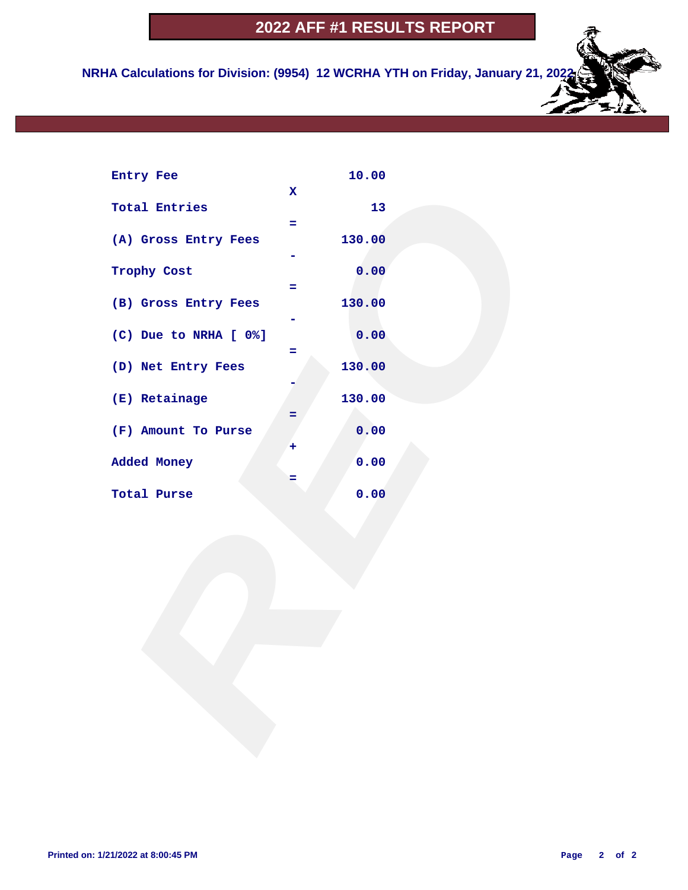# 2022 AFF #1 RESULTS REPORT

**NRHA Calculations for Division: (9954) 12 WCRHA YTH on Friday, January 21, 2022**

| | | |
|---|---|---|
| Entry Fee | | 10.00 |
| | X | |
| Total Entries | | 13 |
| | = | |
| (A) Gross Entry Fees | | 130.00 |
| | - | |
| Trophy Cost | | 0.00 |
| | = | |
| (B) Gross Entry Fees | | 130.00 |
| | - | |
| (C) Due to NRHA [ 0%] | | 0.00 |
| | = | |
| (D) Net Entry Fees | | 130.00 |
| | - | |
| (E) Retainage | | 130.00 |
| | = | |
| (F) Amount To Purse | | 0.00 |
| | + | |
| Added Money | | 0.00 |
| | = | |
| Total Purse | | 0.00 |

Printed on: 1/21/2022 at 8:00:45 PM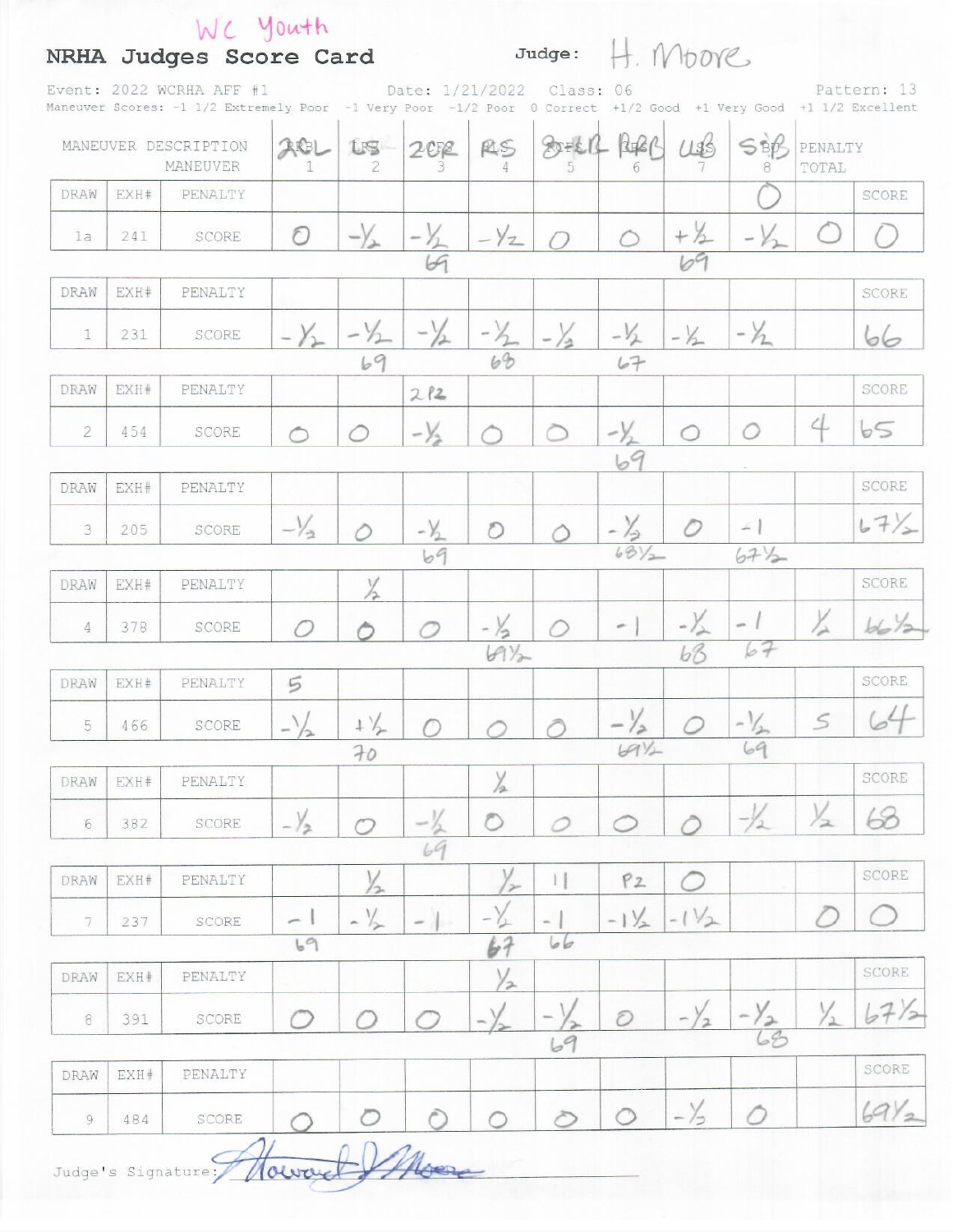WC Youth

# NRHA Judges Score Card

Judge: H. Moore

Event: 2022 WCRHA AFF #1 | Date: 1/21/2022 | Class: 06 | Pattern: 13

Maneuver Scores: -1 1/2 Extremely Poor -1 Very Poor -1/2 Poor 0 Correct +1/2 Good +1 Very Good +1 1/2 Excellent

| DRAW | EXH# | MANEUVER DESCRIPTION | 2CL 1 | LS 2 | 2CR 3 | RS 4 | 3-RB 5 | RRB 6 | LLB 7 | SB 8 | PENALTY TOTAL | SCORE |
|---|---|---|---|---|---|---|---|---|---|---|---|---|
| | | PENALTY | | | | | | | | 0 | | |
| 1a | 241 | SCORE | 0 | -½ | -½ (69) | -½ | 0 | 0 | +½ (69) | -½ | 0 | 0 |
| | | PENALTY | | | | | | | | | | |
| 1 | 231 | SCORE | -½ | -½ (69) | -½ | -½ (68) | -½ | -½ (67) | -½ | -½ | | 66 |
| | | PENALTY | | | 2P2 | | | | | | | |
| 2 | 454 | SCORE | 0 | 0 | -½ | 0 | 0 | -½ (69) | 0 | 0 | 4 | 65 |
| | | PENALTY | | | | | | | | | | |
| 3 | 205 | SCORE | -½ | 0 | -½ (69) | 0 | 0 | -½ (68½) | 0 | -1 (67½) | | 67½ |
| | | PENALTY | | ½ | | | | | | | | |
| 4 | 378 | SCORE | 0 | 0 | 0 | -½ (69½) | 0 | -1 | -½ (68) | -1 (67) | ½ | 66½ |
| | | PENALTY | 5 | | | | | | | | | |
| 5 | 466 | SCORE | -½ | +½ (70) | 0 | 0 | 0 | -½ (69½) | 0 | -½ (69) | 5 | 64 |
| | | PENALTY | | | | ½ | | | | | | |
| 6 | 382 | SCORE | -½ | 0 | -½ (69) | 0 | 0 | 0 | 0 | -½ | ½ | 68 |
| | | PENALTY | | ½ | | ½ | 11 | P2 | 0 | | | |
| 7 | 237 | SCORE | -1 (69) | -½ | -1 | -½ (67) | -1 (66) | -1½ | -1½ | | 0 | 0 |
| | | PENALTY | | | | ½ | | | | | | |
| 8 | 391 | SCORE | 0 | 0 | 0 | -½ | -½ (69) | 0 | -½ | -½ (68) | ½ | 67½ |
| | | PENALTY | | | | | | | | | | |
| 9 | 484 | SCORE | 0 | 0 | 0 | 0 | 0 | 0 | -½ | 0 | | 69½ |

Judge's Signature: Howard J Moore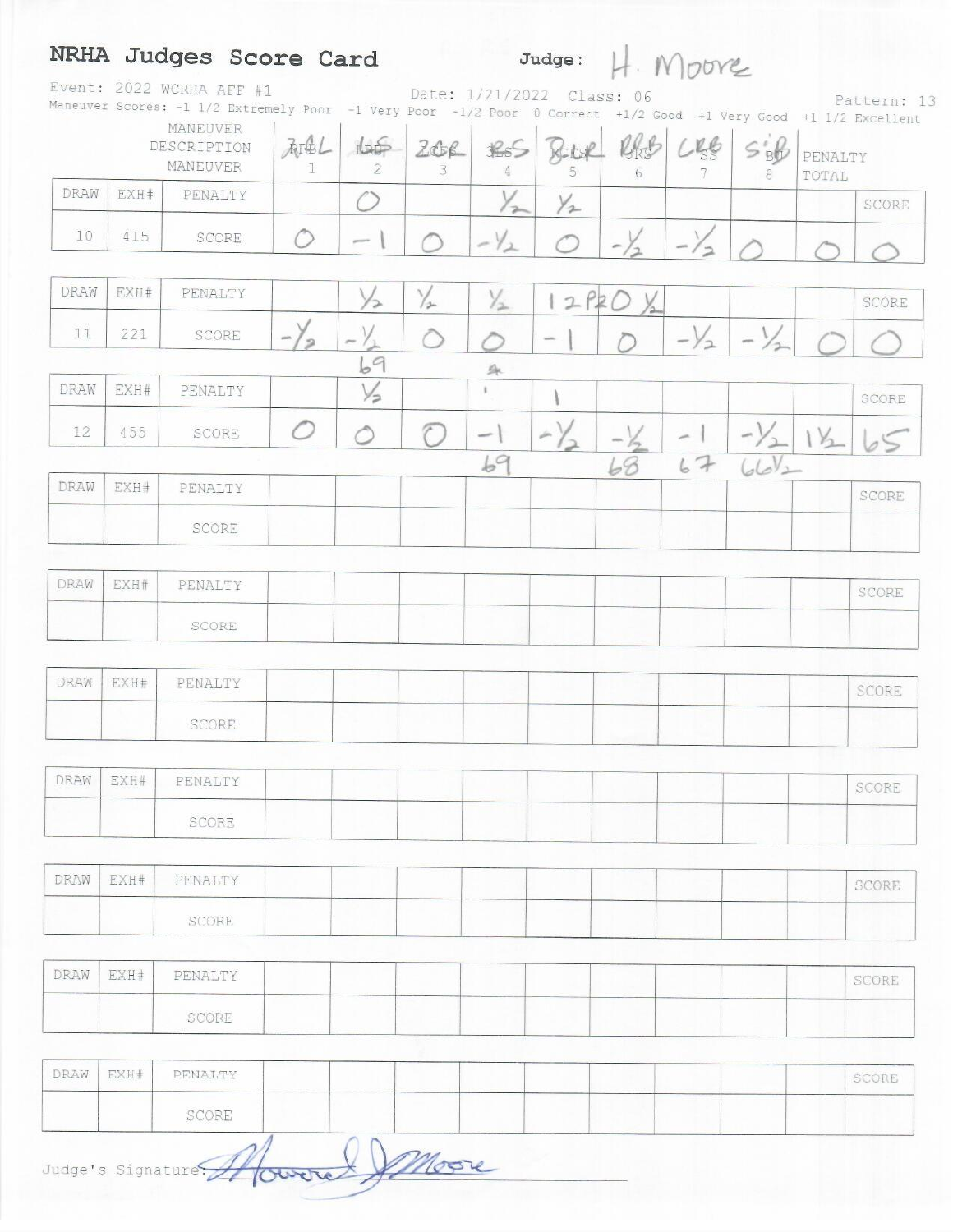**NRHA Judges Score Card** Judge: H. Moore

Event: 2022 WCRHA AFF #1 Date: 1/21/2022 Class: 06 Pattern: 13

Maneuver Scores: -1 1/2 Extremely Poor -1 Very Poor -1/2 Poor 0 Correct +1/2 Good +1 Very Good +1 1/2 Excellent

| | | MANEUVER DESCRIPTION / MANEUVER | 3AL / 1 | LS / 2 | 2CR / 3 | 3RS / 4 | RLSR / 5 | RRB / 6 | LRB / 7 | S:B / 8 | PENALTY TOTAL | |
|---|---|---|---|---|---|---|---|---|---|---|---|---|
| DRAW | EXH# | PENALTY | | 0 | | ½ | ½ | | | | | SCORE |
| 10 | 415 | SCORE | 0 | -1 | 0 | -½ | 0 | -½ | -½ | 0 | 0 | 0 |
| DRAW | EXH# | PENALTY | | ½ | ½ | ½ | 1 2 P 2 0 ½ | | | | | SCORE |
| 11 | 221 | SCORE | -½ | -½ | 0 | 0 | -1 | 0 | -½ | -½ | 0 | 0 |
| | | | | 69 | | | | | | | | |
| DRAW | EXH# | PENALTY | | ½ | | | 1 | | | | | SCORE |
| 12 | 455 | SCORE | 0 | 0 | 0 | -1 | -½ | -½ | -1 | -½ | 1½ | 65 |
| | | | | | | 69 | | 68 | 67 | 66½ | | |
| DRAW | EXH# | PENALTY | | | | | | | | | | SCORE |
| | | SCORE | | | | | | | | | | |
| DRAW | EXH# | PENALTY | | | | | | | | | | SCORE |
| | | SCORE | | | | | | | | | | |
| DRAW | EXH# | PENALTY | | | | | | | | | | SCORE |
| | | SCORE | | | | | | | | | | |
| DRAW | EXH# | PENALTY | | | | | | | | | | SCORE |
| | | SCORE | | | | | | | | | | |
| DRAW | EXH# | PENALTY | | | | | | | | | | SCORE |
| | | SCORE | | | | | | | | | | |
| DRAW | EXH# | PENALTY | | | | | | | | | | SCORE |
| | | SCORE | | | | | | | | | | |
| DRAW | EXH# | PENALTY | | | | | | | | | | SCORE |
| | | SCORE | | | | | | | | | | |

Judge's Signature: Howard J Moore